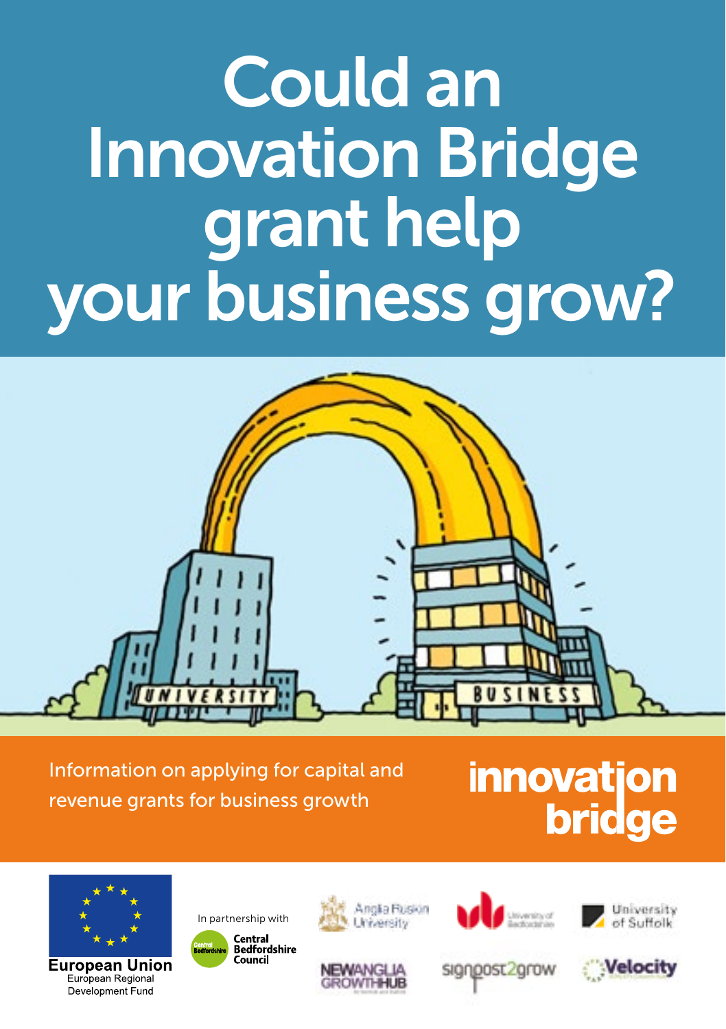# Could an Innovation Bridge grant help your business grow?

Information on applying for capital and revenue grants for business growth

**innovation bridge**

European Union
European Regional Development Fund

In partnership with

Central Bedfordshire Council

Anglia Ruskin University

University of Bedfordshire

University of Suffolk

New Anglia Growth Hub

signpost2grow

Velocity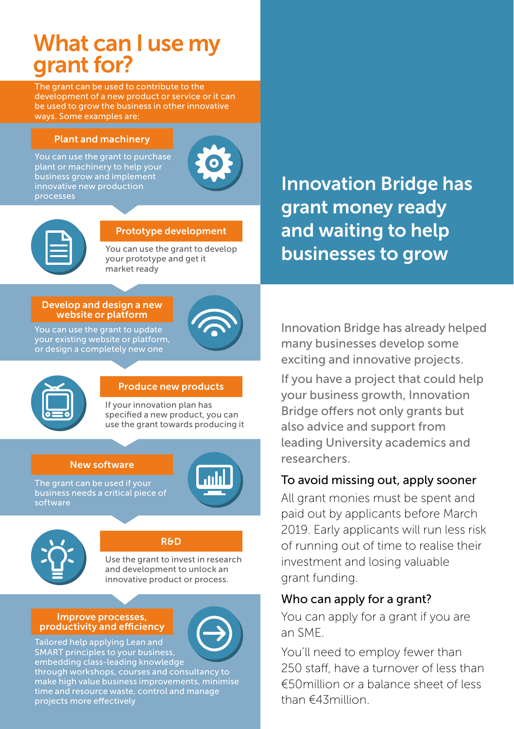# What can I use my grant for?

The grant can be used to contribute to the development of a new product or service or it can be used to grow the business in other innovative ways. Some examples are:

### Plant and machinery

You can use the grant to purchase plant or machinery to help your business grow and implement innovative new production processes

### Prototype development

You can use the grant to develop your prototype and get it market ready

### Develop and design a new website or platform

You can use the grant to update your existing website or platform, or design a completely new one

### Produce new products

If your innovation plan has specified a new product, you can use the grant towards producing it

### New software

The grant can be used if your business needs a critical piece of software

### R&D

Use the grant to invest in research and development to unlock an innovative product or process.

### Improve processes, productivity and efficiency

Tailored help applying Lean and SMART principles to your business, embedding class-leading knowledge through workshops, courses and consultancy to make high value business improvements, minimise time and resource waste, control and manage projects more effectively

## Innovation Bridge has grant money ready and waiting to help businesses to grow

Innovation Bridge has already helped many businesses develop some exciting and innovative projects.

If you have a project that could help your business growth, Innovation Bridge offers not only grants but also advice and support from leading University academics and researchers.

### To avoid missing out, apply sooner

All grant monies must be spent and paid out by applicants before March 2019. Early applicants will run less risk of running out of time to realise their investment and losing valuable grant funding.

### Who can apply for a grant?

You can apply for a grant if you are an SME.

You'll need to employ fewer than 250 staff, have a turnover of less than €50million or a balance sheet of less than €43million.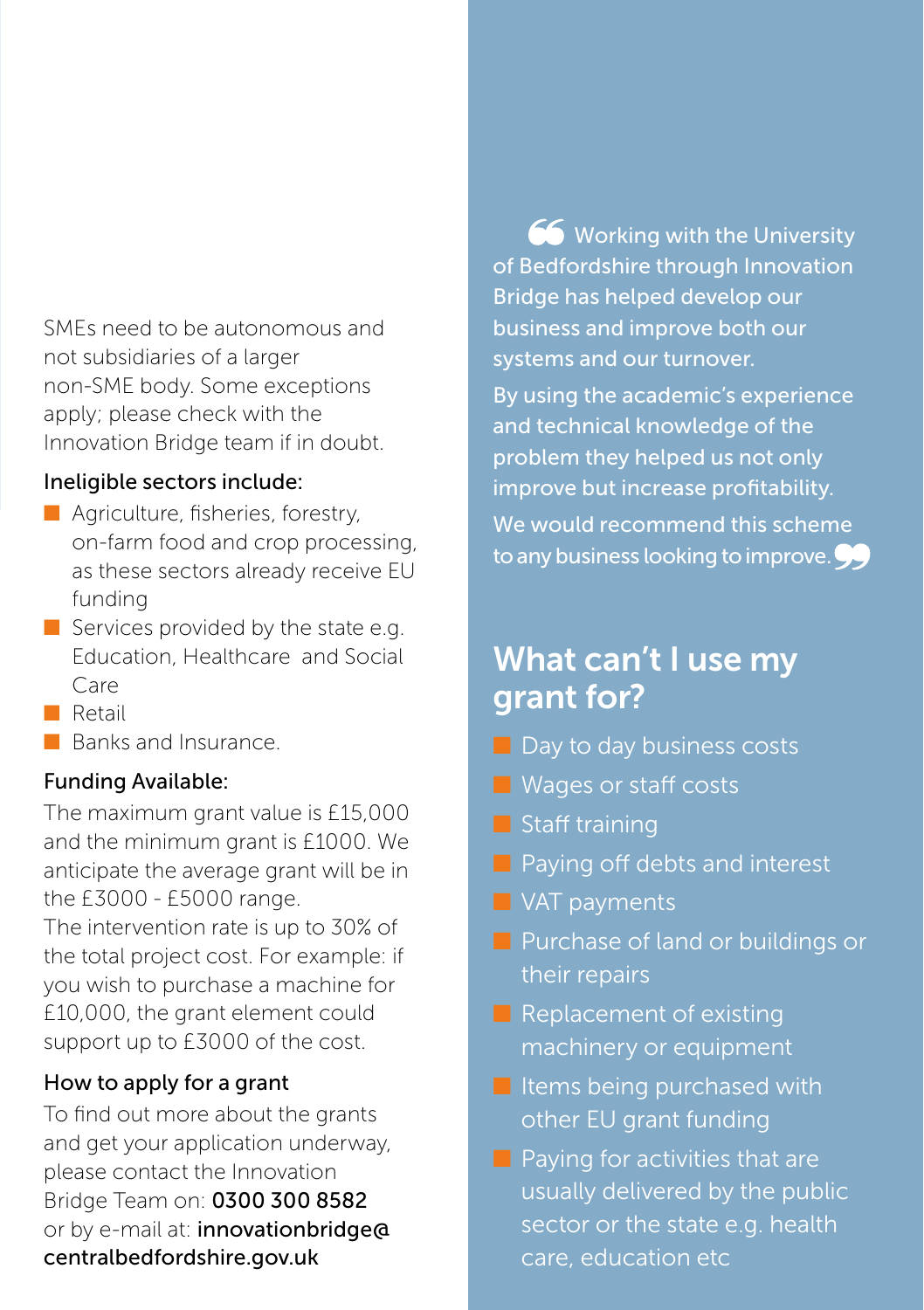SMEs need to be autonomous and not subsidiaries of a larger non-SME body. Some exceptions apply; please check with the Innovation Bridge team if in doubt.

### Ineligible sectors include:

- Agriculture, fisheries, forestry, on-farm food and crop processing, as these sectors already receive EU funding
- Services provided by the state e.g. Education, Healthcare and Social Care
- Retail
- Banks and Insurance.

### Funding Available:

The maximum grant value is £15,000 and the minimum grant is £1000. We anticipate the average grant will be in the £3000 - £5000 range.

The intervention rate is up to 30% of the total project cost. For example: if you wish to purchase a machine for £10,000, the grant element could support up to £3000 of the cost.

### How to apply for a grant

To find out more about the grants and get your application underway, please contact the Innovation Bridge Team on: **0300 300 8582** or by e-mail at: **innovationbridge@centralbedfordshire.gov.uk**

> “Working with the University of Bedfordshire through Innovation Bridge has helped develop our business and improve both our systems and our turnover.
>
> By using the academic’s experience and technical knowledge of the problem they helped us not only improve but increase profitability.
>
> We would recommend this scheme to any business looking to improve.”

## What can’t I use my grant for?

- Day to day business costs
- Wages or staff costs
- Staff training
- Paying off debts and interest
- VAT payments
- Purchase of land or buildings or their repairs
- Replacement of existing machinery or equipment
- Items being purchased with other EU grant funding
- Paying for activities that are usually delivered by the public sector or the state e.g. health care, education etc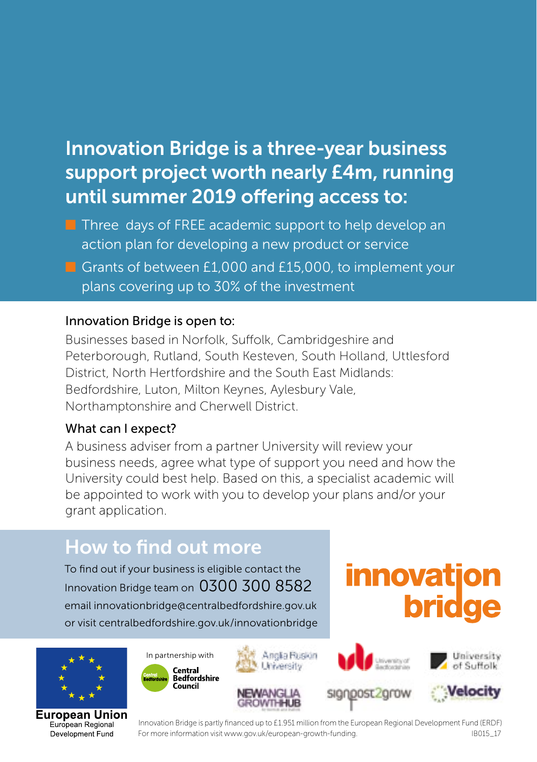## Innovation Bridge is a three-year business support project worth nearly £4m, running until summer 2019 offering access to:

- Three days of FREE academic support to help develop an action plan for developing a new product or service
- Grants of between £1,000 and £15,000, to implement your plans covering up to 30% of the investment

### Innovation Bridge is open to:

Businesses based in Norfolk, Suffolk, Cambridgeshire and Peterborough, Rutland, South Kesteven, South Holland, Uttlesford District, North Hertfordshire and the South East Midlands: Bedfordshire, Luton, Milton Keynes, Aylesbury Vale, Northamptonshire and Cherwell District.

### What can I expect?

A business adviser from a partner University will review your business needs, agree what type of support you need and how the University could best help. Based on this, a specialist academic will be appointed to work with you to develop your plans and/or your grant application.

## How to find out more

To find out if your business is eligible contact the Innovation Bridge team on 0300 300 8582
email innovationbridge@centralbedfordshire.gov.uk
or visit centralbedfordshire.gov.uk/innovationbridge

innovation bridge

European Union
European Regional Development Fund

In partnership with

Central Bedfordshire Council

Anglia Ruskin University

University of Bedfordshire

University of Suffolk

NEW ANGLIA GROWTH HUB

signpost2grow

Velocity

Innovation Bridge is partly financed up to £1.951 million from the European Regional Development Fund (ERDF)
For more information visit www.gov.uk/european-growth-funding.

IB015_17